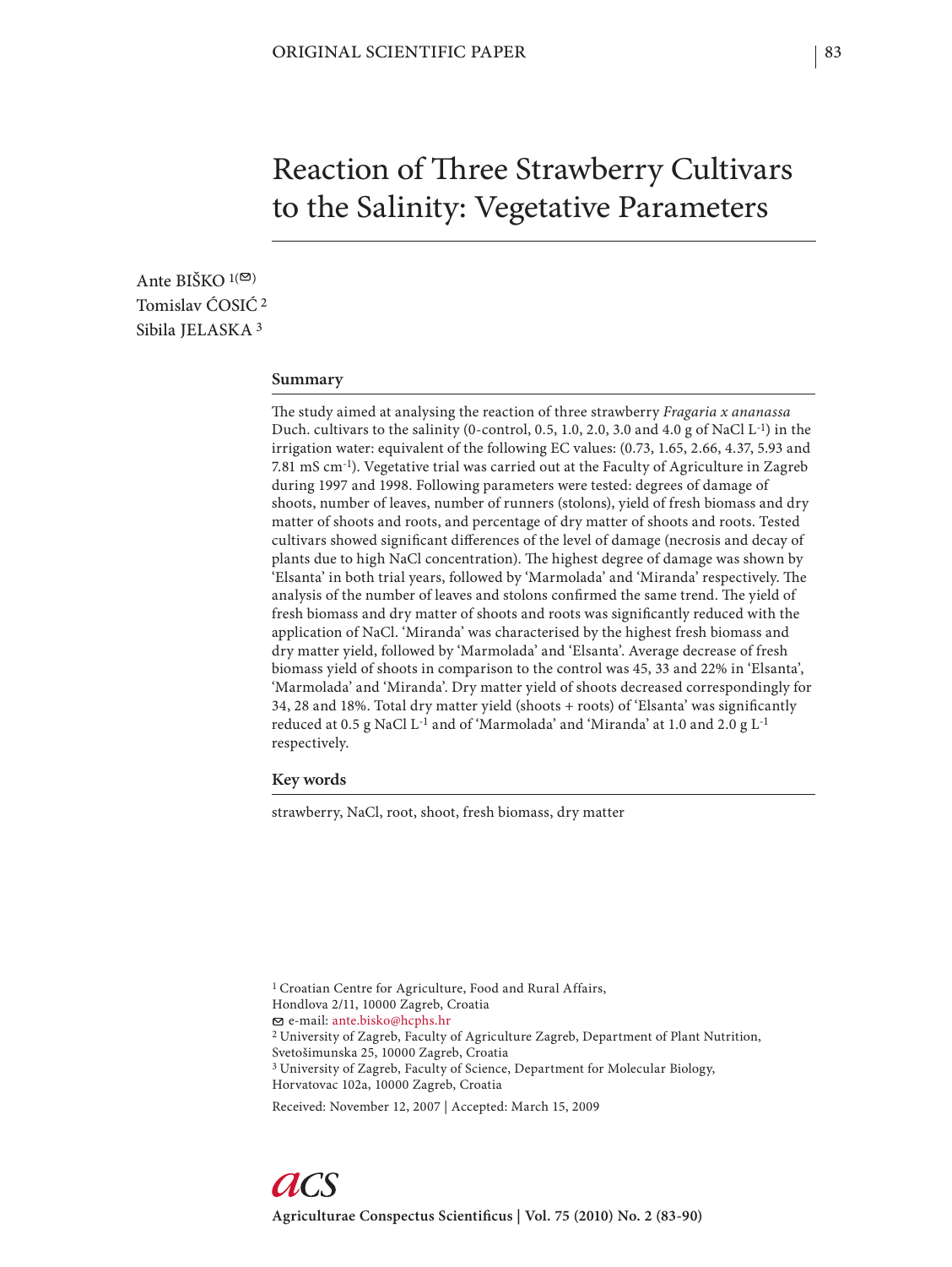ORIGINAL SCIENTIFIC PAPER

# Reaction of Three Strawberry Cultivars to the Salinity: Vegetative Parameters

Ante BIŠKO [1]
Tomislav ĆOSIĆ [2]
Sibila JELASKA [3]

## Summary

The study aimed at analysing the reaction of three strawberry *Fragaria x ananassa* Duch. cultivars to the salinity (0-control, 0.5, 1.0, 2.0, 3.0 and 4.0 g of NaCl $L^{-1}$) in the irrigation water: equivalent of the following EC values: (0.73, 1.65, 2.66, 4.37, 5.93 and 7.81 mS $cm^{-1}$). Vegetative trial was carried out at the Faculty of Agriculture in Zagreb during 1997 and 1998. Following parameters were tested: degrees of damage of shoots, number of leaves, number of runners (stolons), yield of fresh biomass and dry matter of shoots and roots, and percentage of dry matter of shoots and roots. Tested cultivars showed significant differences of the level of damage (necrosis and decay of plants due to high NaCl concentration). The highest degree of damage was shown by 'Elsanta' in both trial years, followed by 'Marmolada' and 'Miranda' respectively. The analysis of the number of leaves and stolons confirmed the same trend. The yield of fresh biomass and dry matter of shoots and roots was significantly reduced with the application of NaCl. 'Miranda' was characterised by the highest fresh biomass and dry matter yield, followed by 'Marmolada' and 'Elsanta'. Average decrease of fresh biomass yield of shoots in comparison to the control was 45, 33 and 22% in 'Elsanta', 'Marmolada' and 'Miranda'. Dry matter yield of shoots decreased correspondingly for 34, 28 and 18%. Total dry matter yield (shoots + roots) of 'Elsanta' was significantly reduced at 0.5 g NaCl $L^{-1}$ and of 'Marmolada' and 'Miranda' at 1.0 and 2.0 g $L^{-1}$ respectively.

## Key words

strawberry, NaCl, root, shoot, fresh biomass, dry matter

[1] Croatian Centre for Agriculture, Food and Rural Affairs, Hondlova 2/11, 10000 Zagreb, Croatia
e-mail: ante.bisko@hcphs.hr
[2] University of Zagreb, Faculty of Agriculture Zagreb, Department of Plant Nutrition, Svetošimunska 25, 10000 Zagreb, Croatia
[3] University of Zagreb, Faculty of Science, Department for Molecular Biology, Horvatovac 102a, 10000 Zagreb, Croatia

Received: November 12, 2007 | Accepted: March 15, 2009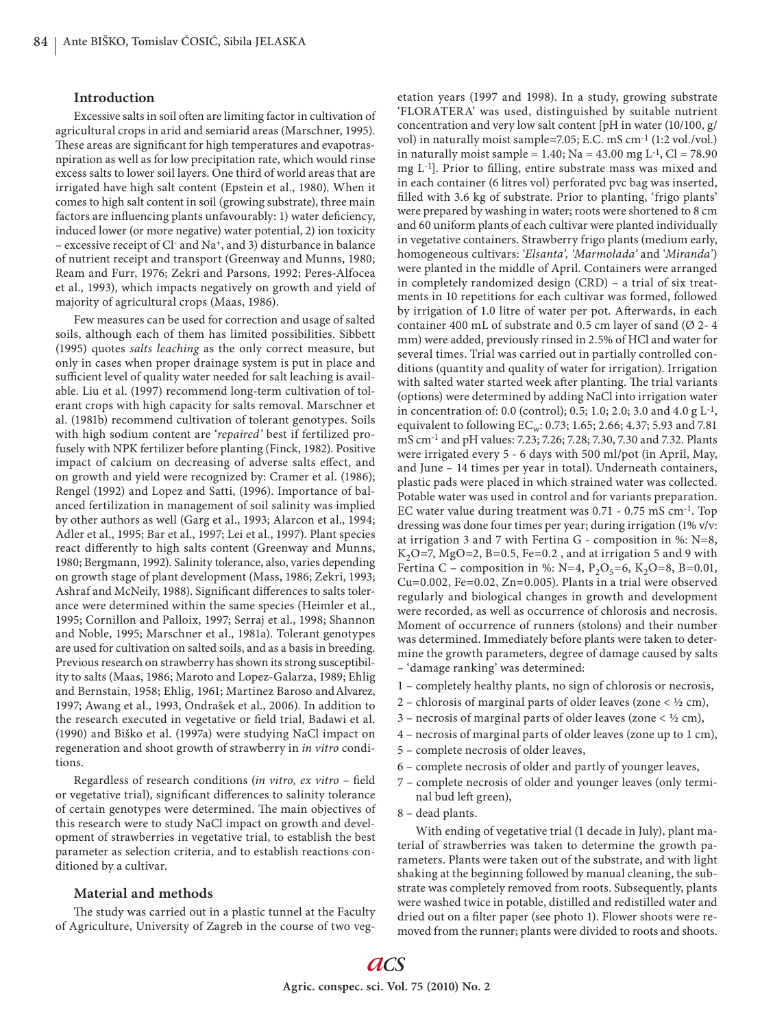## Introduction

Excessive salts in soil often are limiting factor in cultivation of agricultural crops in arid and semiarid areas (Marschner, 1995). These areas are significant for high temperatures and evapotraspnpiration as well as for low precipitation rate, which would rinse excess salts to lower soil layers. One third of world areas that are irrigated have high salt content (Epstein et al., 1980). When it comes to high salt content in soil (growing substrate), three main factors are influencing plants unfavourably: 1) water deficiency, induced lower (or more negative) water potential, 2) ion toxicity – excessive receipt of $Cl^-$ and $Na^+$, and 3) disturbance in balance of nutrient receipt and transport (Greenway and Munns, 1980; Ream and Furr, 1976; Zekri and Parsons, 1992; Peres-Alfocea et al., 1993), which impacts negatively on growth and yield of majority of agricultural crops (Maas, 1986).

Few measures can be used for correction and usage of salted soils, although each of them has limited possibilities. Sibbett (1995) quotes *salts leaching* as the only correct measure, but only in cases when proper drainage system is put in place and sufficient level of quality water needed for salt leaching is available. Liu et al. (1997) recommend long-term cultivation of tolerant crops with high capacity for salts removal. Marschner et al. (1981b) recommend cultivation of tolerant genotypes. Soils with high sodium content are '*repaired*' best if fertilized profusely with NPK fertilizer before planting (Finck, 1982). Positive impact of calcium on decreasing of adverse salts effect, and on growth and yield were recognized by: Cramer et al. (1986); Rengel (1992) and Lopez and Satti, (1996). Importance of balanced fertilization in management of soil salinity was implied by other authors as well (Garg et al., 1993; Alarcon et al., 1994; Adler et al., 1995; Bar et al., 1997; Lei et al., 1997). Plant species react differently to high salts content (Greenway and Munns, 1980; Bergmann, 1992). Salinity tolerance, also, varies depending on growth stage of plant development (Mass, 1986; Zekri, 1993; Ashraf and McNeily, 1988). Significant differences to salts tolerance were determined within the same species (Heimler et al., 1995; Cornillon and Palloix, 1997; Serraj et al., 1998; Shannon and Noble, 1995; Marschner et al., 1981a). Tolerant genotypes are used for cultivation on salted soils, and as a basis in breeding. Previous research on strawberry has shown its strong susceptibility to salts (Maas, 1986; Maroto and Lopez-Galarza, 1989; Ehlig and Bernstain, 1958; Ehlig, 1961; Martinez Baroso and Alvarez, 1997; Awang et al., 1993, Ondrašek et al., 2006). In addition to the research executed in vegetative or field trial, Badawi et al. (1990) and Biško et al. (1997a) were studying NaCl impact on regeneration and shoot growth of strawberry in *in vitro* conditions.

Regardless of research conditions (*in vitro, ex vitro* – field or vegetative trial), significant differences to salinity tolerance of certain genotypes were determined. The main objectives of this research were to study NaCl impact on growth and development of strawberries in vegetative trial, to establish the best parameter as selection criteria, and to establish reactions conditioned by a cultivar.

## Material and methods

The study was carried out in a plastic tunnel at the Faculty of Agriculture, University of Zagreb in the course of two vegetation years (1997 and 1998). In a study, growing substrate 'FLORATERA' was used, distinguished by suitable nutrient concentration and very low salt content [pH in water (10/100, g/vol) in naturally moist sample=7.05; E.C. mS $cm^{-1}$ (1:2 vol./vol.) in naturally moist sample = 1.40; Na = 43.00 mg $L^{-1}$, Cl = 78.90 mg $L^{-1}$]. Prior to filling, entire substrate mass was mixed and in each container (6 litres vol) perforated pvc bag was inserted, filled with 3.6 kg of substrate. Prior to planting, 'frigo plants' were prepared by washing in water; roots were shortened to 8 cm and 60 uniform plants of each cultivar were planted individually in vegetative containers. Strawberry frigo plants (medium early, homogeneous cultivars: '*Elsanta', 'Marmolada'* and '*Miranda*') were planted in the middle of April. Containers were arranged in completely randomized design (CRD) – a trial of six treatments in 10 repetitions for each cultivar was formed, followed by irrigation of 1.0 litre of water per pot. Afterwards, in each container 400 mL of substrate and 0.5 cm layer of sand (Ø 2- 4 mm) were added, previously rinsed in 2.5% of HCl and water for several times. Trial was carried out in partially controlled conditions (quantity and quality of water for irrigation). Irrigation with salted water started week after planting. The trial variants (options) were determined by adding NaCl into irrigation water in concentration of: 0.0 (control); 0.5; 1.0; 2.0; 3.0 and 4.0 g $L^{-1}$, equivalent to following $EC_w$: 0.73; 1.65; 2.66; 4.37; 5.93 and 7.81 mS $cm^{-1}$ and pH values: 7.23; 7.26; 7.28; 7.30, 7.30 and 7.32. Plants were irrigated every 5 - 6 days with 500 ml/pot (in April, May, and June – 14 times per year in total). Underneath containers, plastic pads were placed in which strained water was collected. Potable water was used in control and for variants preparation. EC water value during treatment was 0.71 - 0.75 mS $cm^{-1}$. Top dressing was done four times per year; during irrigation (1% v/v: at irrigation 3 and 7 with Fertina G - composition in %: N=8, $K_2O$=7, MgO=2, B=0.5, Fe=0.2 , and at irrigation 5 and 9 with Fertina C – composition in %: N=4, $P_2O_5$=6, $K_2O$=8, B=0.01, Cu=0.002, Fe=0.02, Zn=0.005). Plants in a trial were observed regularly and biological changes in growth and development were recorded, as well as occurrence of chlorosis and necrosis. Moment of occurrence of runners (stolons) and their number was determined. Immediately before plants were taken to determine the growth parameters, degree of damage caused by salts – 'damage ranking' was determined:

1 – completely healthy plants, no sign of chlorosis or necrosis,
2 – chlorosis of marginal parts of older leaves (zone < ½ cm),
3 – necrosis of marginal parts of older leaves (zone < ½ cm),
4 – necrosis of marginal parts of older leaves (zone up to 1 cm),
5 – complete necrosis of older leaves,
6 – complete necrosis of older and partly of younger leaves,
7 – complete necrosis of older and younger leaves (only terminal bud left green),
8 – dead plants.

With ending of vegetative trial (1 decade in July), plant material of strawberries was taken to determine the growth parameters. Plants were taken out of the substrate, and with light shaking at the beginning followed by manual cleaning, the substrate was completely removed from roots. Subsequently, plants were washed twice in potable, distilled and redistilled water and dried out on a filter paper (see photo 1). Flower shoots were removed from the runner; plants were divided to roots and shoots.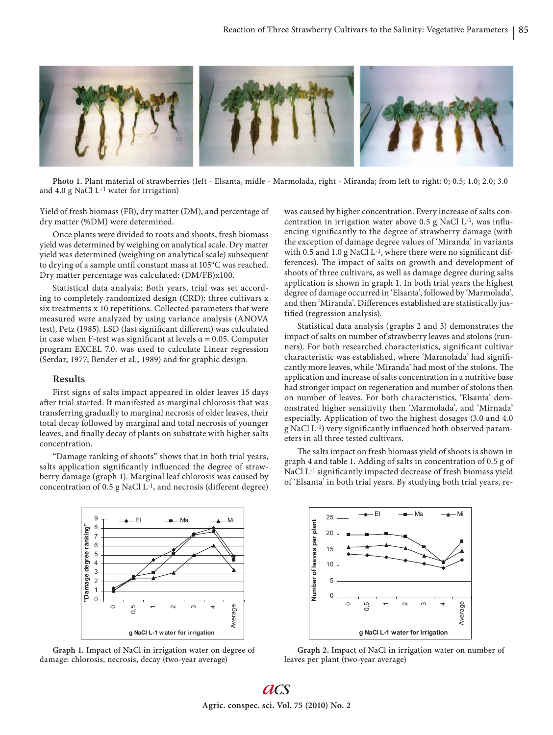Photo 1. Plant material of strawberries (left - Elsanta, midle - Marmolada, right - Miranda; from left to right: 0; 0.5; 1.0; 2.0; 3.0 and 4.0 g NaCl $L^{-1}$ water for irrigation)

Yield of fresh biomass (FB), dry matter (DM), and percentage of dry matter (%DM) were determined.

Once plants were divided to roots and shoots, fresh biomass yield was determined by weighing on analytical scale. Dry matter yield was determined (weighing on analytical scale) subsequent to drying of a sample until constant mass at 105°C was reached. Dry matter percentage was calculated: (DM/FB)x100.

Statistical data analysis: Both years, trial was set according to completely randomized design (CRD): three cultivars x six treatments x 10 repetitions. Collected parameters that were measured were analyzed by using variance analysis (ANOVA test), Petz (1985). LSD (last significant different) was calculated in case when F-test was significant at levels α = 0.05. Computer program EXCEL 7.0. was used to calculate Linear regression (Serdar, 1977; Bender et al., 1989) and for graphic design.

## Results

First signs of salts impact appeared in older leaves 15 days after trial started. It manifested as marginal chlorosis that was transferring gradually to marginal necrosis of older leaves, their total decay followed by marginal and total necrosis of younger leaves, and finally decay of plants on substrate with higher salts concentration.

"Damage ranking of shoots" shows that in both trial years, salts application significantly influenced the degree of strawberry damage (graph 1). Marginal leaf chlorosis was caused by concentration of 0.5 g NaCl $L^{-1}$, and necrosis (different degree) was caused by higher concentration. Every increase of salts concentration in irrigation water above 0.5 g NaCl $L^{-1}$, was influencing significantly to the degree of strawberry damage (with the exception of damage degree values of 'Miranda' in variants with 0.5 and 1.0 g NaCl $L^{-1}$, where there were no significant differences). The impact of salts on growth and development of shoots of three cultivars, as well as damage degree during salts application is shown in graph 1. In both trial years the highest degree of damage occurred in 'Elsanta', followed by 'Marmolada', and then 'Miranda'. Differences established are statistically justified (regression analysis).

Statistical data analysis (graphs 2 and 3) demonstrates the impact of salts on number of strawberry leaves and stolons (runners). For both researched characteristics, significant cultivar characteristic was established, where 'Marmolada' had significantly more leaves, while 'Miranda' had most of the stolons. The application and increase of salts concentration in a nutritive base had stronger impact on regeneration and number of stolons then on number of leaves. For both characteristics, 'Elsanta' demonstrated higher sensitivity then 'Marmolada', and 'Mirnada' especially. Application of two the highest dosages (3.0 and 4.0 g NaCl $L^{-1}$) very significantly influenced both observed parameters in all three tested cultivars.

The salts impact on fresh biomass yield of shoots is shown in graph 4 and table 1. Adding of salts in concentration of 0.5 g of NaCl $L^{-1}$ significantly impacted decrease of fresh biomass yield of 'Elsanta' in both trial years. By studying both trial years, re-

Graph 1. Impact of NaCl in irrigation water on degree of damage: chlorosis, necrosis, decay (two-year average)

Graph 2. Impact of NaCl in irrigation water on number of leaves per plant (two-year average)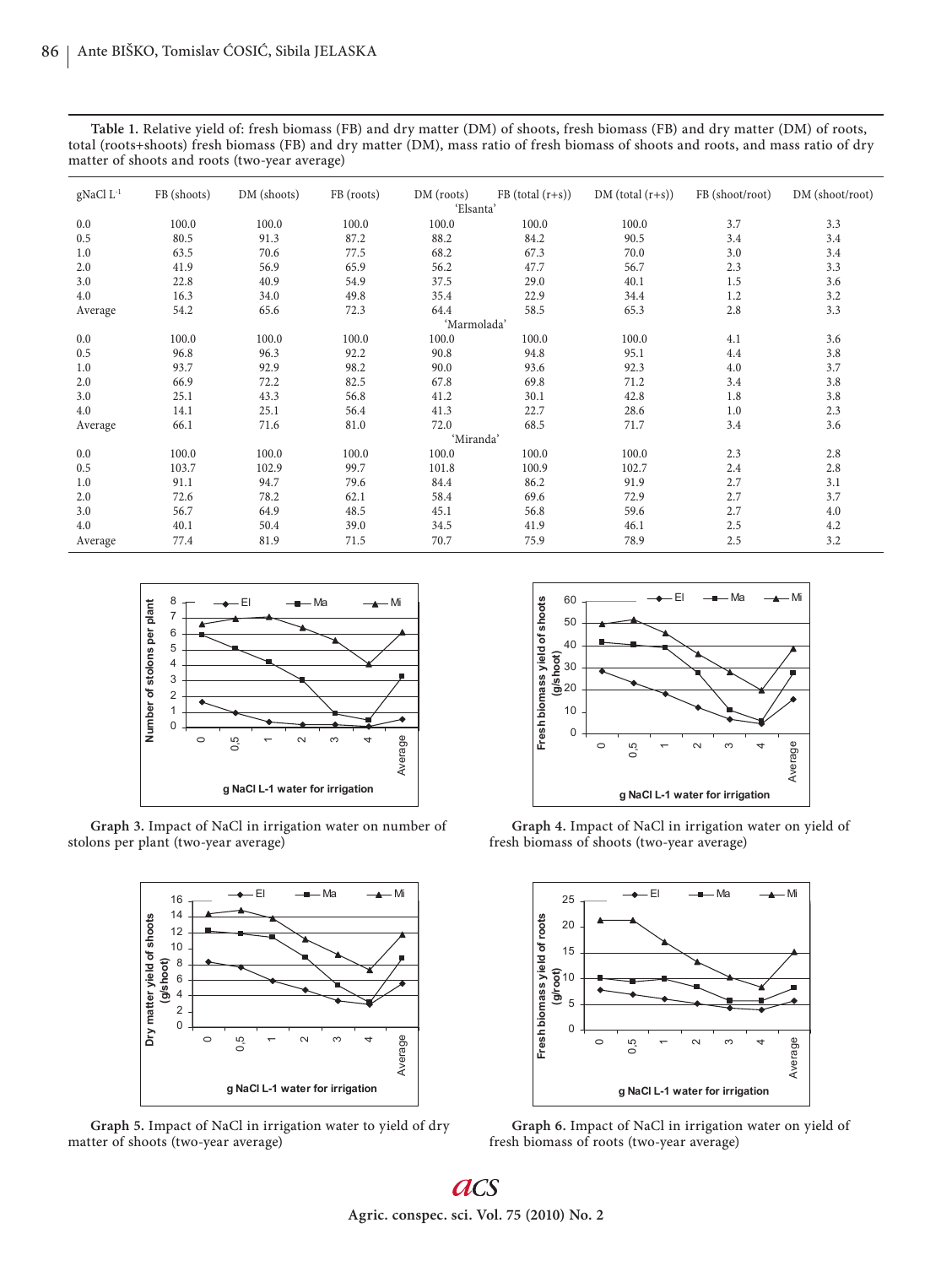**Table 1.** Relative yield of: fresh biomass (FB) and dry matter (DM) of shoots, fresh biomass (FB) and dry matter (DM) of roots, total (roots+shoots) fresh biomass (FB) and dry matter (DM), mass ratio of fresh biomass of shoots and roots, and mass ratio of dry matter of shoots and roots (two-year average)

| gNaCl L-1 | FB (shoots) | DM (shoots) | FB (roots) | DM (roots) | FB (total (r+s)) | DM (total (r+s)) | FB (shoot/root) | DM (shoot/root) |
|---|---|---|---|---|---|---|---|---|
| 'Elsanta' | | | | | | | | |
| 0.0 | 100.0 | 100.0 | 100.0 | 100.0 | 100.0 | 100.0 | 3.7 | 3.3 |
| 0.5 | 80.5 | 91.3 | 87.2 | 88.2 | 84.2 | 90.5 | 3.4 | 3.4 |
| 1.0 | 63.5 | 70.6 | 77.5 | 68.2 | 67.3 | 70.0 | 3.0 | 3.4 |
| 2.0 | 41.9 | 56.9 | 65.9 | 56.2 | 47.7 | 56.7 | 2.3 | 3.3 |
| 3.0 | 22.8 | 40.9 | 54.9 | 37.5 | 29.0 | 40.1 | 1.5 | 3.6 |
| 4.0 | 16.3 | 34.0 | 49.8 | 35.4 | 22.9 | 34.4 | 1.2 | 3.2 |
| Average | 54.2 | 65.6 | 72.3 | 64.4 | 58.5 | 65.3 | 2.8 | 3.3 |
| 'Marmolada' | | | | | | | | |
| 0.0 | 100.0 | 100.0 | 100.0 | 100.0 | 100.0 | 100.0 | 4.1 | 3.6 |
| 0.5 | 96.8 | 96.3 | 92.2 | 90.8 | 94.8 | 95.1 | 4.4 | 3.8 |
| 1.0 | 93.7 | 92.9 | 98.2 | 90.0 | 93.6 | 92.3 | 4.0 | 3.7 |
| 2.0 | 66.9 | 72.2 | 82.5 | 67.8 | 69.8 | 71.2 | 3.4 | 3.8 |
| 3.0 | 25.1 | 43.3 | 56.8 | 41.2 | 30.1 | 42.8 | 1.8 | 3.8 |
| 4.0 | 14.1 | 25.1 | 56.4 | 41.3 | 22.7 | 28.6 | 1.0 | 2.3 |
| Average | 66.1 | 71.6 | 81.0 | 72.0 | 68.5 | 71.7 | 3.4 | 3.6 |
| 'Miranda' | | | | | | | | |
| 0.0 | 100.0 | 100.0 | 100.0 | 100.0 | 100.0 | 100.0 | 2.3 | 2.8 |
| 0.5 | 103.7 | 102.9 | 99.7 | 101.8 | 100.9 | 102.7 | 2.4 | 2.8 |
| 1.0 | 91.1 | 94.7 | 79.6 | 84.4 | 86.2 | 91.9 | 2.7 | 3.1 |
| 2.0 | 72.6 | 78.2 | 62.1 | 58.4 | 69.6 | 72.9 | 2.7 | 3.7 |
| 3.0 | 56.7 | 64.9 | 48.5 | 45.1 | 56.8 | 59.6 | 2.7 | 4.0 |
| 4.0 | 40.1 | 50.4 | 39.0 | 34.5 | 41.9 | 46.1 | 2.5 | 4.2 |
| Average | 77.4 | 81.9 | 71.5 | 70.7 | 75.9 | 78.9 | 2.5 | 3.2 |

**Graph 3.** Impact of NaCl in irrigation water on number of stolons per plant (two-year average)

**Graph 4.** Impact of NaCl in irrigation water on yield of fresh biomass of shoots (two-year average)

**Graph 5.** Impact of NaCl in irrigation water to yield of dry matter of shoots (two-year average)

**Graph 6.** Impact of NaCl in irrigation water on yield of fresh biomass of roots (two-year average)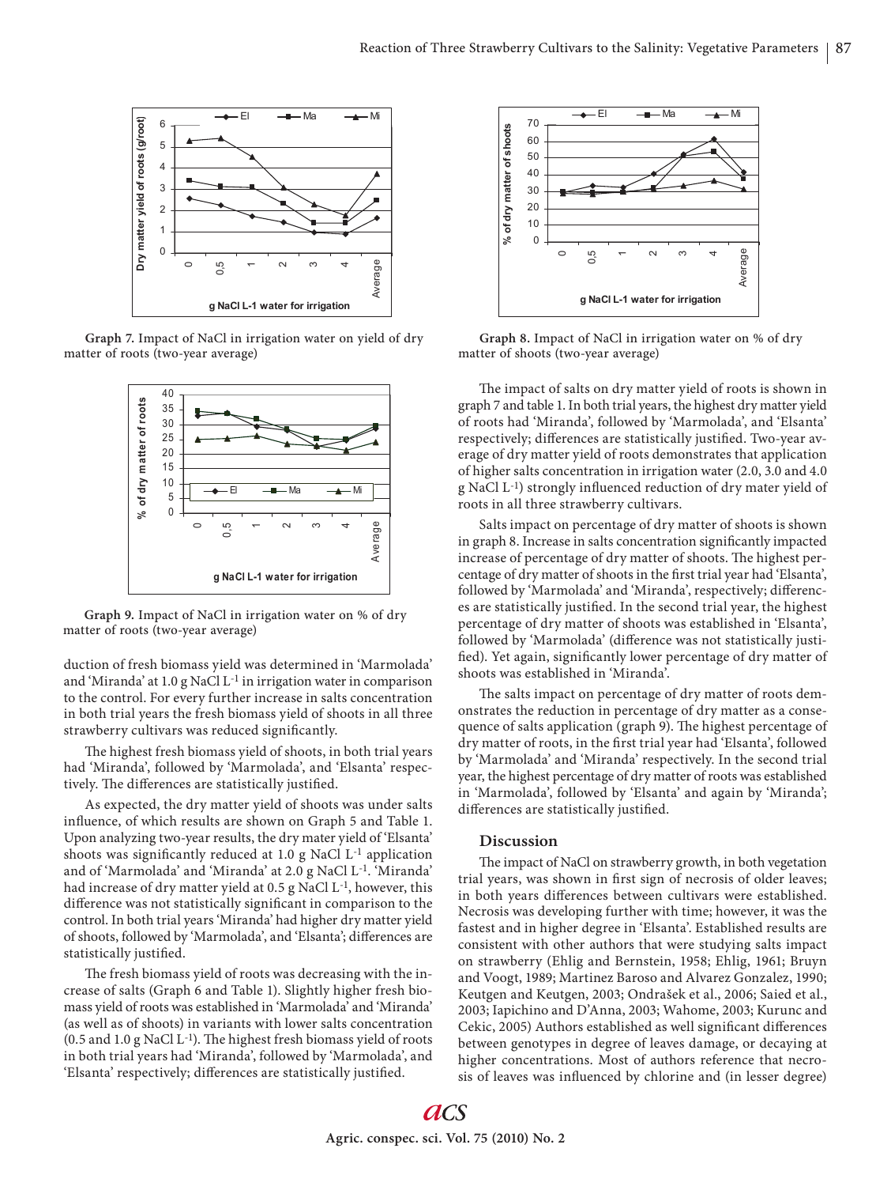Graph 7. Impact of NaCl in irrigation water on yield of dry matter of roots (two-year average)

Graph 9. Impact of NaCl in irrigation water on % of dry matter of roots (two-year average)

duction of fresh biomass yield was determined in 'Marmolada' and 'Miranda' at 1.0 g NaCl $L^{-1}$ in irrigation water in comparison to the control. For every further increase in salts concentration in both trial years the fresh biomass yield of shoots in all three strawberry cultivars was reduced significantly.

The highest fresh biomass yield of shoots, in both trial years had 'Miranda', followed by 'Marmolada', and 'Elsanta' respectively. The differences are statistically justified.

As expected, the dry matter yield of shoots was under salts influence, of which results are shown on Graph 5 and Table 1. Upon analyzing two-year results, the dry mater yield of 'Elsanta' shoots was significantly reduced at 1.0 g NaCl $L^{-1}$ application and of 'Marmolada' and 'Miranda' at 2.0 g NaCl $L^{-1}$. 'Miranda' had increase of dry matter yield at 0.5 g NaCl $L^{-1}$, however, this difference was not statistically significant in comparison to the control. In both trial years 'Miranda' had higher dry matter yield of shoots, followed by 'Marmolada', and 'Elsanta'; differences are statistically justified.

The fresh biomass yield of roots was decreasing with the increase of salts (Graph 6 and Table 1). Slightly higher fresh biomass yield of roots was established in 'Marmolada' and 'Miranda' (as well as of shoots) in variants with lower salts concentration (0.5 and 1.0 g NaCl $L^{-1}$). The highest fresh biomass yield of roots in both trial years had 'Miranda', followed by 'Marmolada', and 'Elsanta' respectively; differences are statistically justified.

Graph 8. Impact of NaCl in irrigation water on % of dry matter of shoots (two-year average)

The impact of salts on dry matter yield of roots is shown in graph 7 and table 1. In both trial years, the highest dry matter yield of roots had 'Miranda', followed by 'Marmolada', and 'Elsanta' respectively; differences are statistically justified. Two-year average of dry matter yield of roots demonstrates that application of higher salts concentration in irrigation water (2.0, 3.0 and 4.0 g NaCl $L^{-1}$) strongly influenced reduction of dry mater yield of roots in all three strawberry cultivars.

Salts impact on percentage of dry matter of shoots is shown in graph 8. Increase in salts concentration significantly impacted increase of percentage of dry matter of shoots. The highest percentage of dry matter of shoots in the first trial year had 'Elsanta', followed by 'Marmolada' and 'Miranda', respectively; differences are statistically justified. In the second trial year, the highest percentage of dry matter of shoots was established in 'Elsanta', followed by 'Marmolada' (difference was not statistically justified). Yet again, significantly lower percentage of dry matter of shoots was established in 'Miranda'.

The salts impact on percentage of dry matter of roots demonstrates the reduction in percentage of dry matter as a consequence of salts application (graph 9). The highest percentage of dry matter of roots, in the first trial year had 'Elsanta', followed by 'Marmolada' and 'Miranda' respectively. In the second trial year, the highest percentage of dry matter of roots was established in 'Marmolada', followed by 'Elsanta' and again by 'Miranda'; differences are statistically justified.

## Discussion

The impact of NaCl on strawberry growth, in both vegetation trial years, was shown in first sign of necrosis of older leaves; in both years differences between cultivars were established. Necrosis was developing further with time; however, it was the fastest and in higher degree in 'Elsanta'. Established results are consistent with other authors that were studying salts impact on strawberry (Ehlig and Bernstein, 1958; Ehlig, 1961; Bruyn and Voogt, 1989; Martinez Baroso and Alvarez Gonzalez, 1990; Keutgen and Keutgen, 2003; Ondrašek et al., 2006; Saied et al., 2003; Iapichino and D'Anna, 2003; Wahome, 2003; Kurunc and Cekic, 2005) Authors established as well significant differences between genotypes in degree of leaves damage, or decaying at higher concentrations. Most of authors reference that necrosis of leaves was influenced by chlorine and (in lesser degree)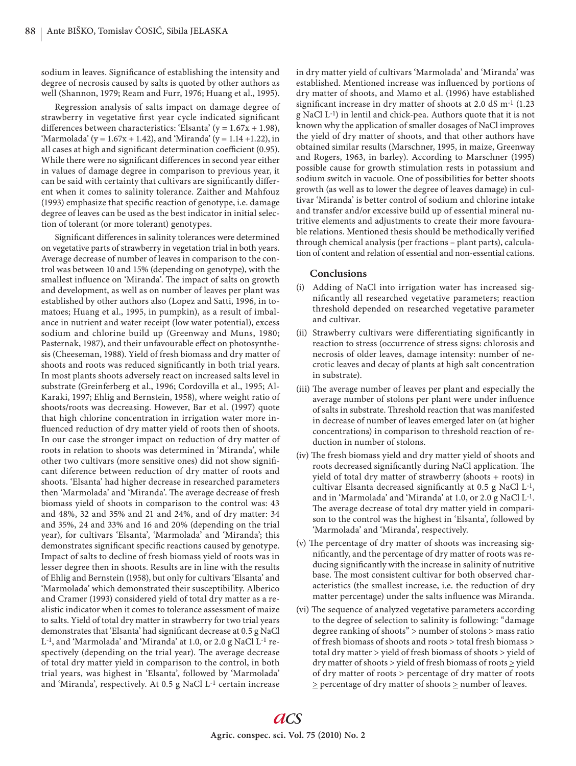sodium in leaves. Significance of establishing the intensity and degree of necrosis caused by salts is quoted by other authors as well (Shannon, 1979; Ream and Furr, 1976; Huang et al., 1995).

Regression analysis of salts impact on damage degree of strawberry in vegetative first year cycle indicated significant differences between characteristics: 'Elsanta' ($y = 1.67x + 1.98$), 'Marmolada' ($y = 1.67x + 1.42$), and 'Miranda' ($y = 1.14 + 1.22$), in all cases at high and significant determination coefficient (0.95). While there were no significant differences in second year either in values of damage degree in comparison to previous year, it can be said with certainty that cultivars are significantly different when it comes to salinity tolerance. Zaither and Mahfouz (1993) emphasize that specific reaction of genotype, i.e. damage degree of leaves can be used as the best indicator in initial selection of tolerant (or more tolerant) genotypes.

Significant differences in salinity tolerances were determined on vegetative parts of strawberry in vegetation trial in both years. Average decrease of number of leaves in comparison to the control was between 10 and 15% (depending on genotype), with the smallest influence on 'Miranda'. The impact of salts on growth and development, as well as on number of leaves per plant was established by other authors also (Lopez and Satti, 1996, in tomatoes; Huang et al., 1995, in pumpkin), as a result of imbalance in nutrient and water receipt (low water potential), excess sodium and chlorine build up (Greenway and Muns, 1980; Pasternak, 1987), and their unfavourable effect on photosynthesis (Cheeseman, 1988). Yield of fresh biomass and dry matter of shoots and roots was reduced significantly in both trial years. In most plants shoots adversely react on increased salts level in substrate (Greinferberg et al., 1996; Cordovilla et al., 1995; Al-Karaki, 1997; Ehlig and Bernstein, 1958), where weight ratio of shoots/roots was decreasing. However, Bar et al. (1997) quote that high chlorine concentration in irrigation water more influenced reduction of dry matter yield of roots then of shoots. In our case the stronger impact on reduction of dry matter of roots in relation to shoots was determined in 'Miranda', while other two cultivars (more sensitive ones) did not show significant diference between reduction of dry matter of roots and shoots. 'Elsanta' had higher decrease in researched parameters then 'Marmolada' and 'Miranda'. The average decrease of fresh biomass yield of shoots in comparison to the control was: 43 and 48%, 32 and 35% and 21 and 24%, and of dry matter: 34 and 35%, 24 and 33% and 16 and 20% (depending on the trial year), for cultivars 'Elsanta', 'Marmolada' and 'Miranda'; this demonstrates significant specific reactions caused by genotype. Impact of salts to decline of fresh biomass yield of roots was in lesser degree then in shoots. Results are in line with the results of Ehlig and Bernstein (1958), but only for cultivars 'Elsanta' and 'Marmolada' which demonstrated their susceptibility. Alberico and Cramer (1993) considered yield of total dry matter as a realistic indicator when it comes to tolerance assessment of maize to salts. Yield of total dry matter in strawberry for two trial years demonstrates that 'Elsanta' had significant decrease at 0.5 g NaCl $L^{-1}$, and 'Marmolada' and 'Miranda' at 1.0, or 2.0 g NaCl $L^{-1}$ respectively (depending on the trial year). The average decrease of total dry matter yield in comparison to the control, in both trial years, was highest in 'Elsanta', followed by 'Marmolada' and 'Miranda', respectively. At 0.5 g NaCl $L^{-1}$ certain increase in dry matter yield of cultivars 'Marmolada' and 'Miranda' was established. Mentioned increase was influenced by portions of dry matter of shoots, and Mamo et al. (1996) have established significant increase in dry matter of shoots at 2.0 dS $m^{-1}$ (1.23 g NaCl $L^{-1}$) in lentil and chick-pea. Authors quote that it is not known why the application of smaller dosages of NaCl improves the yield of dry matter of shoots, and that other authors have obtained similar results (Marschner, 1995, in maize, Greenway and Rogers, 1963, in barley). According to Marschner (1995) possible cause for growth stimulation rests in potassium and sodium switch in vacuole. One of possibilities for better shoots growth (as well as to lower the degree of leaves damage) in cultivar 'Miranda' is better control of sodium and chlorine intake and transfer and/or excessive build up of essential mineral nutritive elements and adjustments to create their more favourable relations. Mentioned thesis should be methodically verified through chemical analysis (per fractions – plant parts), calculation of content and relation of essential and non-essential cations.

## Conclusions

(i) Adding of NaCl into irrigation water has increased significantly all researched vegetative parameters; reaction threshold depended on researched vegetative parameter and cultivar.

(ii) Strawberry cultivars were differentiating significantly in reaction to stress (occurrence of stress signs: chlorosis and necrosis of older leaves, damage intensity: number of necrotic leaves and decay of plants at high salt concentration in substrate).

(iii) The average number of leaves per plant and especially the average number of stolons per plant were under influence of salts in substrate. Threshold reaction that was manifested in decrease of number of leaves emerged later on (at higher concentrations) in comparison to threshold reaction of reduction in number of stolons.

(iv) The fresh biomass yield and dry matter yield of shoots and roots decreased significantly during NaCl application. The yield of total dry matter of strawberry (shoots + roots) in cultivar Elsanta decreased significantly at 0.5 g NaCl $L^{-1}$, and in 'Marmolada' and 'Miranda' at 1.0, or 2.0 g NaCl $L^{-1}$. The average decrease of total dry matter yield in comparison to the control was the highest in 'Elsanta', followed by 'Marmolada' and 'Miranda', respectively.

(v) The percentage of dry matter of shoots was increasing significantly, and the percentage of dry matter of roots was reducing significantly with the increase in salinity of nutritive base. The most consistent cultivar for both observed characteristics (the smallest increase, i.e. the reduction of dry matter percentage) under the salts influence was Miranda.

(vi) The sequence of analyzed vegetative parameters according to the degree of selection to salinity is following: "damage degree ranking of shoots" > number of stolons > mass ratio of fresh biomass of shoots and roots > total fresh biomass > total dry matter > yield of fresh biomass of shoots > yield of dry matter of shoots > yield of fresh biomass of roots $\geq$ yield of dry matter of roots > percentage of dry matter of roots $\geq$ percentage of dry matter of shoots $\geq$ number of leaves.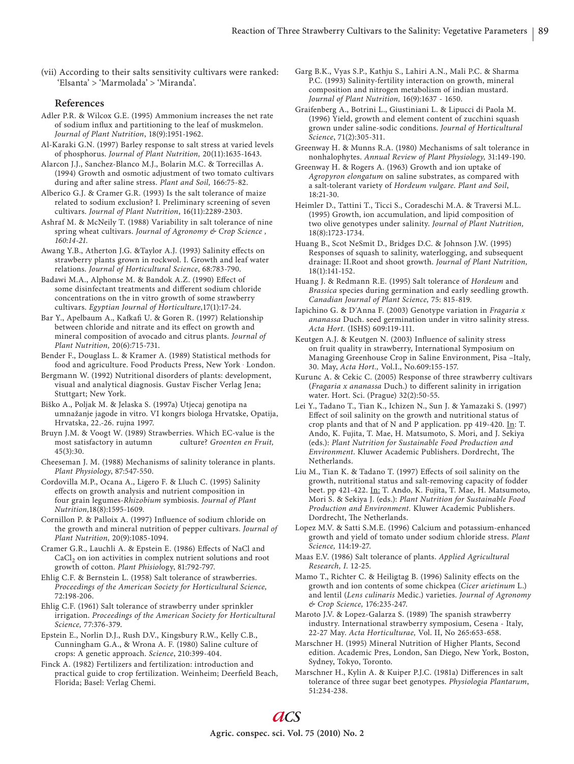(vii) According to their salts sensitivity cultivars were ranked: 'Elsanta' > 'Marmolada' > 'Miranda'.

## References

Adler P.R. & Wilcox G.E. (1995) Ammonium increases the net rate of sodium influx and partitioning to the leaf of muskmelon. *Journal of Plant Nutrition*, 18(9):1951-1962.

Al-Karaki G.N. (1997) Barley response to salt stress at varied levels of phosphorus. *Journal of Plant Nutrition,* 20(11):1635-1643.

Alarcon J.J., Sanchez-Blanco M.J., Bolarin M.C. & Torrecillas A. (1994) Growth and osmotic adjustment of two tomato cultivars during and after saline stress. *Plant and Soil,* 166:75-82.

Alberico G.J. & Cramer G.R. (1993) Is the salt tolerance of maize related to sodium exclusion? I. Preliminary screening of seven cultivars. *Journal of Plant Nutrition*, 16(11):2289-2303.

Ashraf M. & McNeily T. (1988) Variability in salt tolerance of nine spring wheat cultivars. *Journal of Agronomy & Crop Science , 160:14-21.*

Awang Y.B., Atherton J.G. &Taylor A.J. (1993) Salinity effects on strawberry plants grown in rockwool. I. Growth and leaf water relations. *Journal of Horticultural Science*, 68:783-790.

Badawi M.A., Alphonse M. & Bandok A.Z. (1990) Effect of some disinfectant treatments and different sodium chloride concentrations on the in vitro growth of some strawberry cultivars. *Egyptian Journal of Horticulture,*17(1):17-24.

Bar Y., Apelbaum A., Kafkafi U. & Goren R. (1997) Relationship between chloride and nitrate and its effect on growth and mineral composition of avocado and citrus plants. *Journal of Plant Nutrition,* 20(6):715-731.

Bender F., Douglass L. & Kramer A. (1989) Statistical methods for food and agriculture. Food Products Press, New York · London.

Bergmann W. (1992) Nutritional disorders of plants: development, visual and analytical diagnosis. Gustav Fischer Verlag Jena; Stuttgart; New York.

Biško A., Poljak M. & Jelaska S. (1997a) Utjecaj genotipa na umnažanje jagode in vitro. VI kongrs biologa Hrvatske, Opatija, Hrvatska, 22.-26. rujna 1997.

Bruyn J.M. & Voogt W. (1989) Strawberries. Which EC-value is the most satisfactory in autumn culture? *Groenten en Fruit,* 45(3):30.

Cheeseman J. M. (1988) Mechanisms of salinity tolerance in plants. *Plant Physiology*, 87:547-550.

Cordovilla M.P., Ocana A., Ligero F. & Lluch C. (1995) Salinity effects on growth analysis and nutrient composition in four grain legumes-*Rhizobium* symbiosis. *Journal of Plant Nutrition,*18(8):1595-1609.

Cornillon P. & Palloix A. (1997) Influence of sodium chloride on the growth and mineral nutrition of pepper cultivars. *Journal of Plant Nutrition,* 20(9):1085-1094.

Cramer G.R., Lauchli A. & Epstein E. (1986) Effects of NaCl and $CaCl_2$ on ion activities in complex nutrient solutions and root growth of cotton. *Plant Phisiology*, 81:792-797.

Ehlig C.F. & Bernstein L. (1958) Salt tolerance of strawberries. *Proceedings of the American Society for Horticultural Science,* 72:198-206.

Ehlig C.F. (1961) Salt tolerance of strawberry under sprinkler irrigation. *Proceedings of the American Society for Horticultural Science,* 77:376-379.

Epstein E., Norlin D.J., Rush D.V., Kingsbury R.W., Kelly C.B., Cunningham G.A., & Wrona A. F. (1980) Saline culture of crops: A genetic approach. *Science*, 210:399-404.

Finck A. (1982) Fertilizers and fertilization: introduction and practical guide to crop fertilization. Weinheim; Deerfield Beach, Florida; Basel: Verlag Chemi.

Garg B.K., Vyas S.P., Kathju S., Lahiri A.N., Mali P.C. & Sharma P.C. (1993) Salinity-fertility interaction on growth, mineral composition and nitrogen metabolism of indian mustard. *Journal of Plant Nutrition,* 16(9):1637 - 1650.

Graifenberg A., Botrini L., Giustiniani L. & Lipucci di Paola M. (1996) Yield, growth and element content of zucchini squash grown under saline-sodic conditions. *Journal of Horticultural Science*, 71(2):305-311.

Greenway H. & Munns R.A. (1980) Mechanisms of salt tolerance in nonhalophytes. *Annual Review of Plant Physiology,* 31:149-190.

Greenway H. & Rogers A. (1963) Growth and ion uptake of *Agropyron elongatum* on saline substrates, as compared with a salt-tolerant variety of *Hordeum vulgare. Plant and Soil*, 18:21-30.

Heimler D., Tattini T., Ticci S., Coradeschi M.A. & Traversi M.L. (1995) Growth, ion accumulation, and lipid composition of two olive genotypes under salinity. *Journal of Plant Nutrition,* 18(8):1723-1734.

Huang B., Scot NeSmit D., Bridges D.C. & Johnson J.W. (1995) Responses of squash to salinity, waterlogging, and subsequent drainage: II.Root and shoot growth. *Journal of Plant Nutrition,* 18(1):141-152.

Huang J. & Redmann R.E. (1995) Salt tolerance of *Hordeum* and *Brassica* species during germination and early seedling growth. *Canadian Journal of Plant Science,* 75: 815-819.

Iapichino G. & D'Anna F. (2003) Genotype variation in *Fragaria x ananassa* Duch. seed germination under in vitro salinity stress. *Acta Hort.* (ISHS) 609:119-111.

Keutgen A.J. & Keutgen N. (2003) Influence of salinity stress on fruit quality in strawberry, International Symposium on Managing Greenhouse Crop in Saline Environment, Pisa –Italy, 30. May, *Acta Hort.,* Vol.I., No.609:155-157.

Kurunc A. & Cekic C. (2005) Response of three strawberry cultivars (*Fragaria x ananassa* Duch.) to different salinity in irrigation water. Hort. Sci. (Prague) 32(2):50-55.

Lei Y., Tadano T., Tian K., Ichizen N., Sun J. & Yamazaki S. (1997) Effect of soil salinity on the growth and nutritional status of crop plants and that of N and P application. pp 419-420. In: T. Ando, K. Fujita, T. Mae, H. Matsumoto, S. Mori, and J. Sekiya (eds.): *Plant Nutrition for Sustainable Food Production and Environment*. Kluwer Academic Publishers. Dordrecht, The Netherlands.

Liu M., Tian K. & Tadano T. (1997) Effects of soil salinity on the growth, nutritional status and salt-removing capacity of fodder beet. pp 421-422. In: T. Ando, K. Fujita, T. Mae, H. Matsumoto, Mori S. & Sekiya J. (eds.): *Plant Nutrition for Sustainable Food Production and Environment.* Kluwer Academic Publishers. Dordrecht, The Netherlands.

Lopez M.V. & Satti S.M.E. (1996) Calcium and potassium-enhanced growth and yield of tomato under sodium chloride stress. *Plant Science,* 114:19-27.

Maas E.V. (1986) Salt tolerance of plants. *Applied Agricultural Research, I.* 12-25.

Mamo T., Richter C. & Heiligtag B. (1996) Salinity effects on the growth and ion contents of some chickpea (*Cicer arietinum* L.) and lentil (*Lens culinaris* Medic.) varieties. *Journal of Agronomy & Crop Science,* 176:235-247.

Maroto J.V. & Lopez-Galarza S. (1989) The spanish strawberry industry. International strawberry symposium, Cesena - Italy, 22-27 May. *Acta Horticulturae,* Vol. II, No 265:653-658.

Marschner H. (1995) Mineral Nutrition of Higher Plants, Second edition. Academic Pres, London, San Diego, New York, Boston, Sydney, Tokyo, Toronto.

Marschner H., Kylin A. & Kuiper P.J.C. (1981a) Differences in salt tolerance of three sugar beet genotypes. *Physiologia Plantarum*, 51:234-238.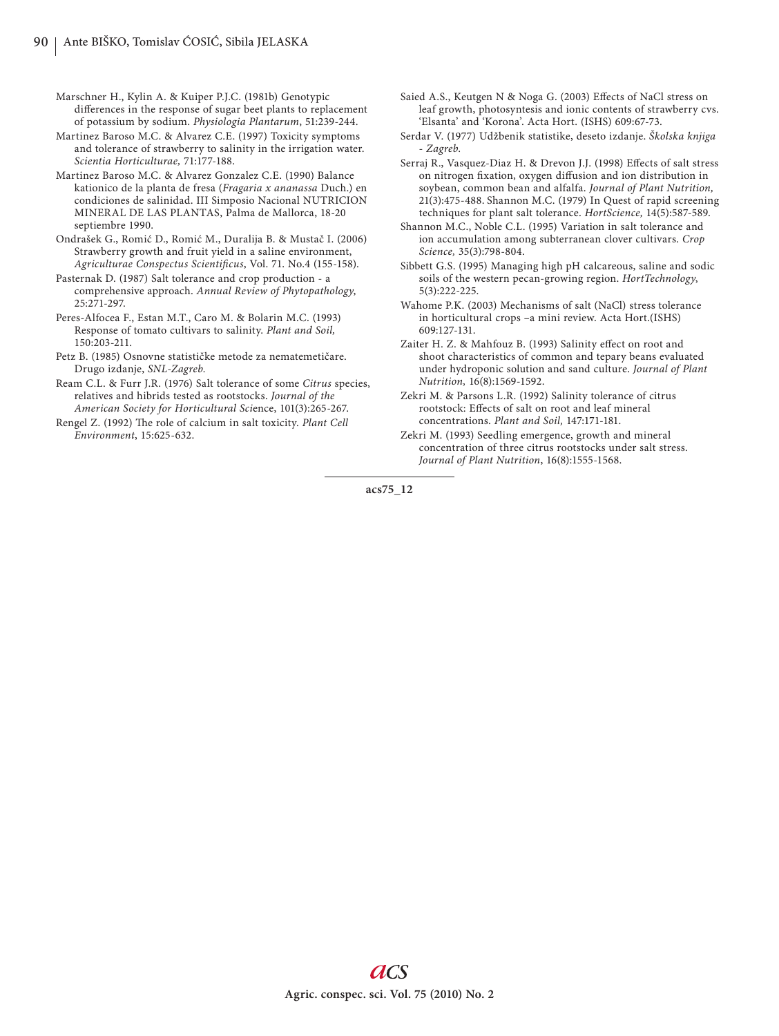Marschner H., Kylin A. & Kuiper P.J.C. (1981b) Genotypic differences in the response of sugar beet plants to replacement of potassium by sodium. *Physiologia Plantarum*, 51:239-244.

Martinez Baroso M.C. & Alvarez C.E. (1997) Toxicity symptoms and tolerance of strawberry to salinity in the irrigation water. *Scientia Horticulturae,* 71:177-188.

Martinez Baroso M.C. & Alvarez Gonzalez C.E. (1990) Balance kationico de la planta de fresa (*Fragaria x ananassa* Duch.) en condiciones de salinidad. III Simposio Nacional NUTRICION MINERAL DE LAS PLANTAS, Palma de Mallorca, 18-20 septiembre 1990.

Ondrašek G., Romić D., Romić M., Duralija B. & Mustač I. (2006) Strawberry growth and fruit yield in a saline environment, *Agriculturae Conspectus Scientificus*, Vol. 71. No.4 (155-158).

Pasternak D. (1987) Salt tolerance and crop production - a comprehensive approach. *Annual Review of Phytopathology*, 25:271-297.

Peres-Alfocea F., Estan M.T., Caro M. & Bolarin M.C. (1993) Response of tomato cultivars to salinity. *Plant and Soil,* 150:203-211.

Petz B. (1985) Osnovne statističke metode za nematemetičare. Drugo izdanje, *SNL-Zagreb.*

Ream C.L. & Furr J.R. (1976) Salt tolerance of some *Citrus* species, relatives and hibrids tested as rootstocks. *Journal of the American Society for Horticultural Sci*ence, 101(3):265-267.

Rengel Z. (1992) The role of calcium in salt toxicity. *Plant Cell Environment*, 15:625-632.

Saied A.S., Keutgen N & Noga G. (2003) Effects of NaCl stress on leaf growth, photosyntesis and ionic contents of strawberry cvs. 'Elsanta' and 'Korona'. Acta Hort. (ISHS) 609:67-73.

Serdar V. (1977) Udžbenik statistike, deseto izdanje. *Školska knjiga - Zagreb.*

Serraj R., Vasquez-Diaz H. & Drevon J.J. (1998) Effects of salt stress on nitrogen fixation, oxygen diffusion and ion distribution in soybean, common bean and alfalfa. *Journal of Plant Nutrition,* 21(3):475-488. Shannon M.C. (1979) In Quest of rapid screening techniques for plant salt tolerance. *HortScience,* 14(5):587-589.

Shannon M.C., Noble C.L. (1995) Variation in salt tolerance and ion accumulation among subterranean clover cultivars. *Crop Science,* 35(3):798-804.

Sibbett G.S. (1995) Managing high pH calcareous, saline and sodic soils of the western pecan-growing region. *HortTechnology*, 5(3):222-225.

Wahome P.K. (2003) Mechanisms of salt (NaCl) stress tolerance in horticultural crops –a mini review. Acta Hort.(ISHS) 609:127-131.

Zaiter H. Z. & Mahfouz B. (1993) Salinity effect on root and shoot characteristics of common and tepary beans evaluated under hydroponic solution and sand culture. *Journal of Plant Nutrition,* 16(8):1569-1592.

Zekri M. & Parsons L.R. (1992) Salinity tolerance of citrus rootstock: Effects of salt on root and leaf mineral concentrations. *Plant and Soil,* 147:171-181.

Zekri M. (1993) Seedling emergence, growth and mineral concentration of three citrus rootstocks under salt stress. *Journal of Plant Nutrition*, 16(8):1555-1568.

**acs75_12**